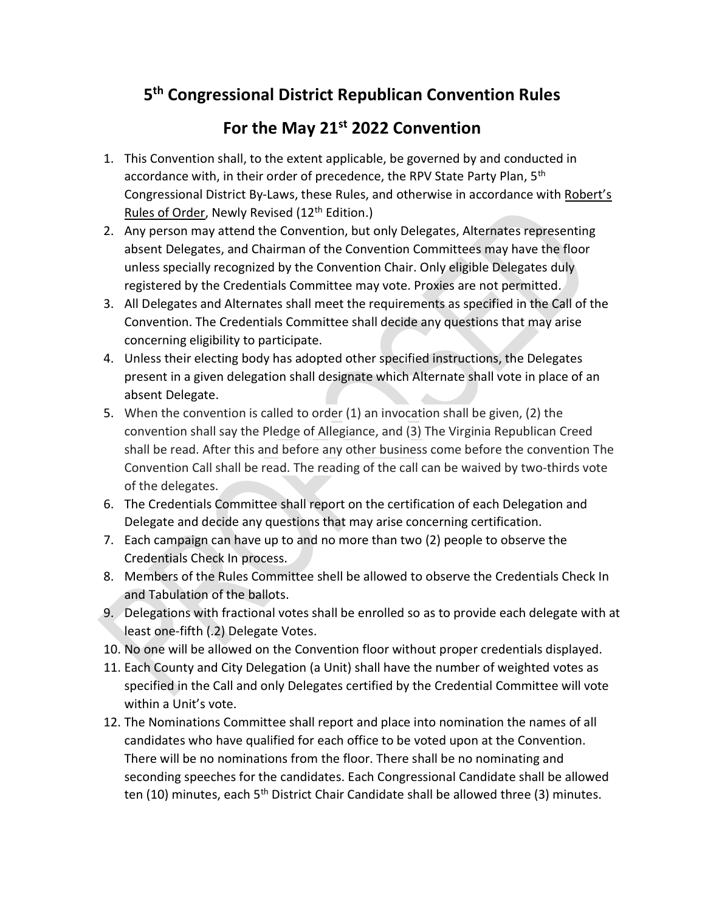# 5th Congressional District Republican Convention Rules

# For the May 21st 2022 Convention

1. This Convention shall, to the extent applicable, be governed by and conducted in accordance with, in their order of precedence, the RPV State Party Plan, 5th Congressional District By-Laws, these Rules, and otherwise in accordance with Robert's Rules of Order, Newly Revised (12th Edition.)
2. Any person may attend the Convention, but only Delegates, Alternates representing absent Delegates, and Chairman of the Convention Committees may have the floor unless specially recognized by the Convention Chair. Only eligible Delegates duly registered by the Credentials Committee may vote. Proxies are not permitted.
3. All Delegates and Alternates shall meet the requirements as specified in the Call of the Convention. The Credentials Committee shall decide any questions that may arise concerning eligibility to participate.
4. Unless their electing body has adopted other specified instructions, the Delegates present in a given delegation shall designate which Alternate shall vote in place of an absent Delegate.
5. When the convention is called to order (1) an invocation shall be given, (2) the convention shall say the Pledge of Allegiance, and (3) The Virginia Republican Creed shall be read. After this and before any other business come before the convention The Convention Call shall be read. The reading of the call can be waived by two-thirds vote of the delegates.
6. The Credentials Committee shall report on the certification of each Delegation and Delegate and decide any questions that may arise concerning certification.
7. Each campaign can have up to and no more than two (2) people to observe the Credentials Check In process.
8. Members of the Rules Committee shell be allowed to observe the Credentials Check In and Tabulation of the ballots.
9. Delegations with fractional votes shall be enrolled so as to provide each delegate with at least one-fifth (.2) Delegate Votes.
10. No one will be allowed on the Convention floor without proper credentials displayed.
11. Each County and City Delegation (a Unit) shall have the number of weighted votes as specified in the Call and only Delegates certified by the Credential Committee will vote within a Unit's vote.
12. The Nominations Committee shall report and place into nomination the names of all candidates who have qualified for each office to be voted upon at the Convention. There will be no nominations from the floor. There shall be no nominating and seconding speeches for the candidates. Each Congressional Candidate shall be allowed ten (10) minutes, each 5th District Chair Candidate shall be allowed three (3) minutes.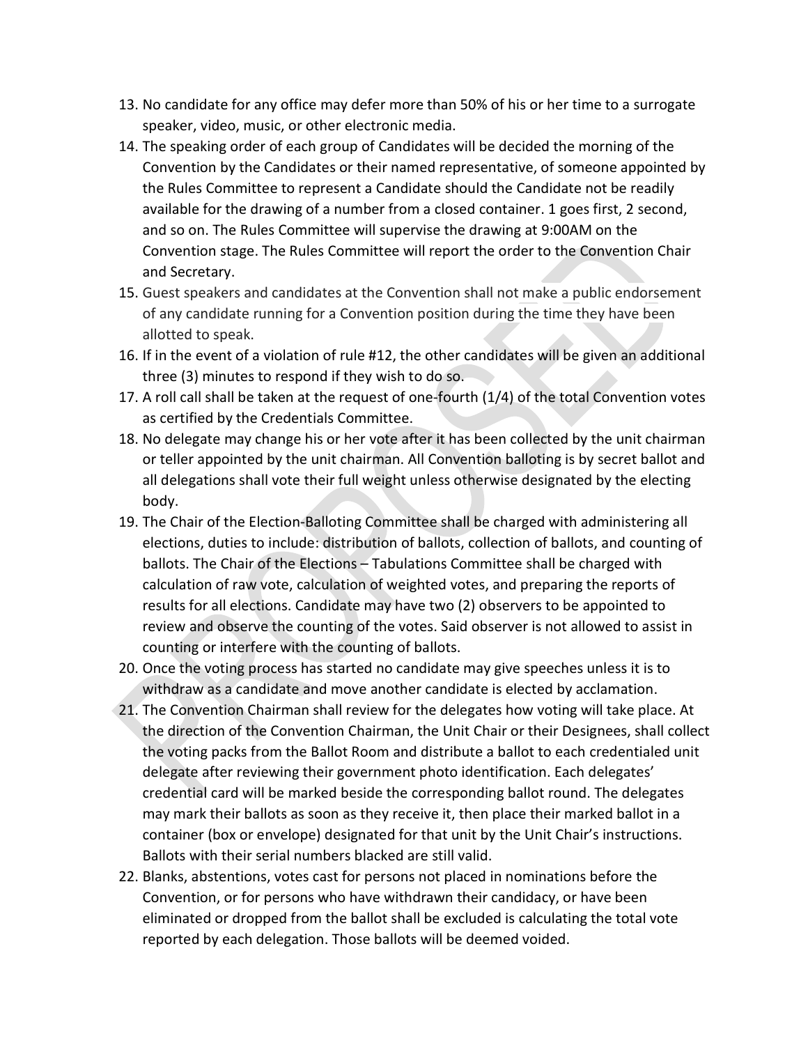13. No candidate for any office may defer more than 50% of his or her time to a surrogate speaker, video, music, or other electronic media.
14. The speaking order of each group of Candidates will be decided the morning of the Convention by the Candidates or their named representative, of someone appointed by the Rules Committee to represent a Candidate should the Candidate not be readily available for the drawing of a number from a closed container. 1 goes first, 2 second, and so on. The Rules Committee will supervise the drawing at 9:00AM on the Convention stage. The Rules Committee will report the order to the Convention Chair and Secretary.
15. Guest speakers and candidates at the Convention shall not make a public endorsement of any candidate running for a Convention position during the time they have been allotted to speak.
16. If in the event of a violation of rule #12, the other candidates will be given an additional three (3) minutes to respond if they wish to do so.
17. A roll call shall be taken at the request of one-fourth (1/4) of the total Convention votes as certified by the Credentials Committee.
18. No delegate may change his or her vote after it has been collected by the unit chairman or teller appointed by the unit chairman. All Convention balloting is by secret ballot and all delegations shall vote their full weight unless otherwise designated by the electing body.
19. The Chair of the Election-Balloting Committee shall be charged with administering all elections, duties to include: distribution of ballots, collection of ballots, and counting of ballots. The Chair of the Elections – Tabulations Committee shall be charged with calculation of raw vote, calculation of weighted votes, and preparing the reports of results for all elections. Candidate may have two (2) observers to be appointed to review and observe the counting of the votes. Said observer is not allowed to assist in counting or interfere with the counting of ballots.
20. Once the voting process has started no candidate may give speeches unless it is to withdraw as a candidate and move another candidate is elected by acclamation.
21. The Convention Chairman shall review for the delegates how voting will take place. At the direction of the Convention Chairman, the Unit Chair or their Designees, shall collect the voting packs from the Ballot Room and distribute a ballot to each credentialed unit delegate after reviewing their government photo identification. Each delegates' credential card will be marked beside the corresponding ballot round. The delegates may mark their ballots as soon as they receive it, then place their marked ballot in a container (box or envelope) designated for that unit by the Unit Chair's instructions. Ballots with their serial numbers blacked are still valid.
22. Blanks, abstentions, votes cast for persons not placed in nominations before the Convention, or for persons who have withdrawn their candidacy, or have been eliminated or dropped from the ballot shall be excluded is calculating the total vote reported by each delegation. Those ballots will be deemed voided.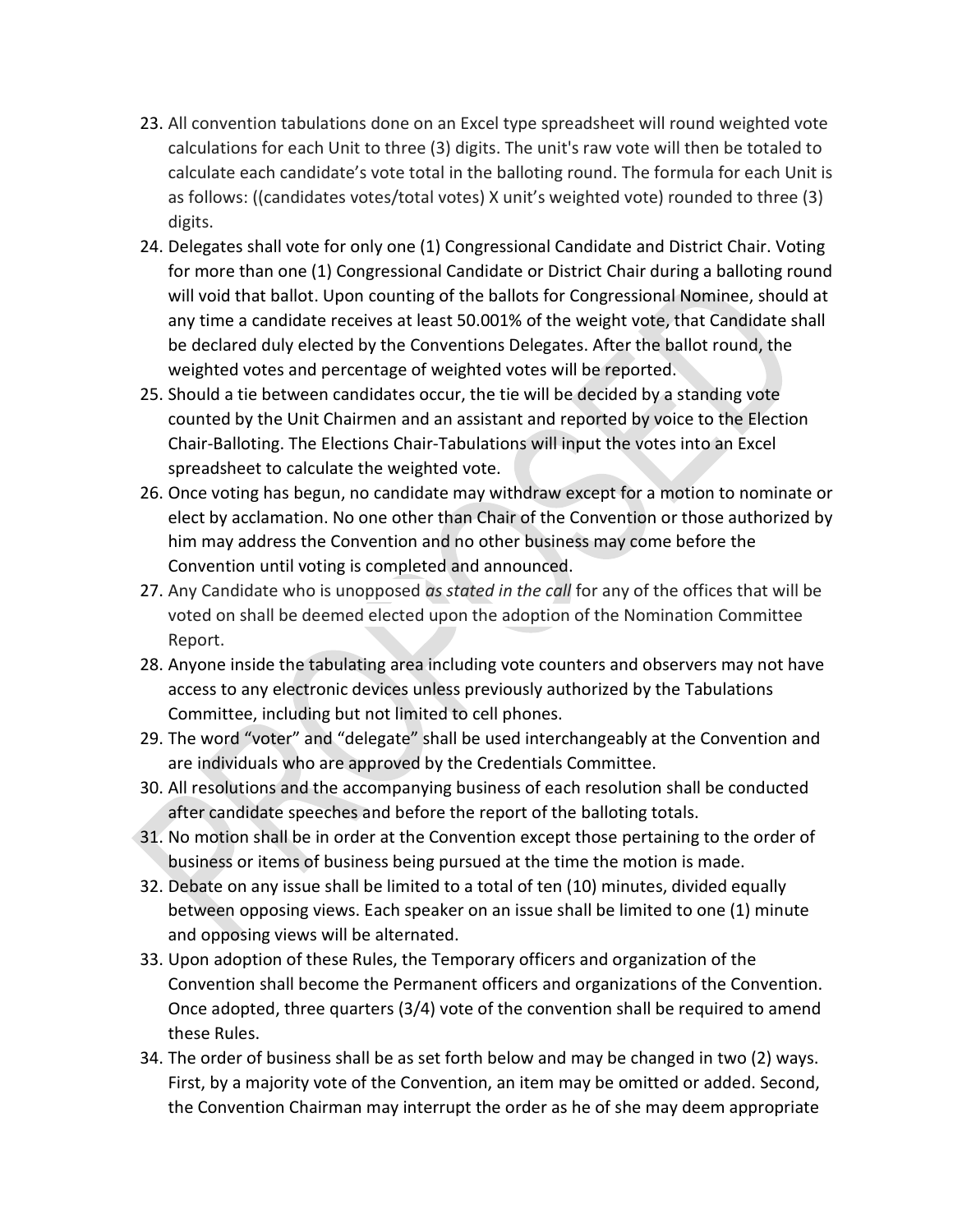23. All convention tabulations done on an Excel type spreadsheet will round weighted vote calculations for each Unit to three (3) digits. The unit's raw vote will then be totaled to calculate each candidate's vote total in the balloting round. The formula for each Unit is as follows: ((candidates votes/total votes) X unit's weighted vote) rounded to three (3) digits.
24. Delegates shall vote for only one (1) Congressional Candidate and District Chair. Voting for more than one (1) Congressional Candidate or District Chair during a balloting round will void that ballot. Upon counting of the ballots for Congressional Nominee, should at any time a candidate receives at least 50.001% of the weight vote, that Candidate shall be declared duly elected by the Conventions Delegates. After the ballot round, the weighted votes and percentage of weighted votes will be reported.
25. Should a tie between candidates occur, the tie will be decided by a standing vote counted by the Unit Chairmen and an assistant and reported by voice to the Election Chair-Balloting. The Elections Chair-Tabulations will input the votes into an Excel spreadsheet to calculate the weighted vote.
26. Once voting has begun, no candidate may withdraw except for a motion to nominate or elect by acclamation. No one other than Chair of the Convention or those authorized by him may address the Convention and no other business may come before the Convention until voting is completed and announced.
27. Any Candidate who is unopposed *as stated in the call* for any of the offices that will be voted on shall be deemed elected upon the adoption of the Nomination Committee Report.
28. Anyone inside the tabulating area including vote counters and observers may not have access to any electronic devices unless previously authorized by the Tabulations Committee, including but not limited to cell phones.
29. The word "voter" and "delegate" shall be used interchangeably at the Convention and are individuals who are approved by the Credentials Committee.
30. All resolutions and the accompanying business of each resolution shall be conducted after candidate speeches and before the report of the balloting totals.
31. No motion shall be in order at the Convention except those pertaining to the order of business or items of business being pursued at the time the motion is made.
32. Debate on any issue shall be limited to a total of ten (10) minutes, divided equally between opposing views. Each speaker on an issue shall be limited to one (1) minute and opposing views will be alternated.
33. Upon adoption of these Rules, the Temporary officers and organization of the Convention shall become the Permanent officers and organizations of the Convention. Once adopted, three quarters (3/4) vote of the convention shall be required to amend these Rules.
34. The order of business shall be as set forth below and may be changed in two (2) ways. First, by a majority vote of the Convention, an item may be omitted or added. Second, the Convention Chairman may interrupt the order as he of she may deem appropriate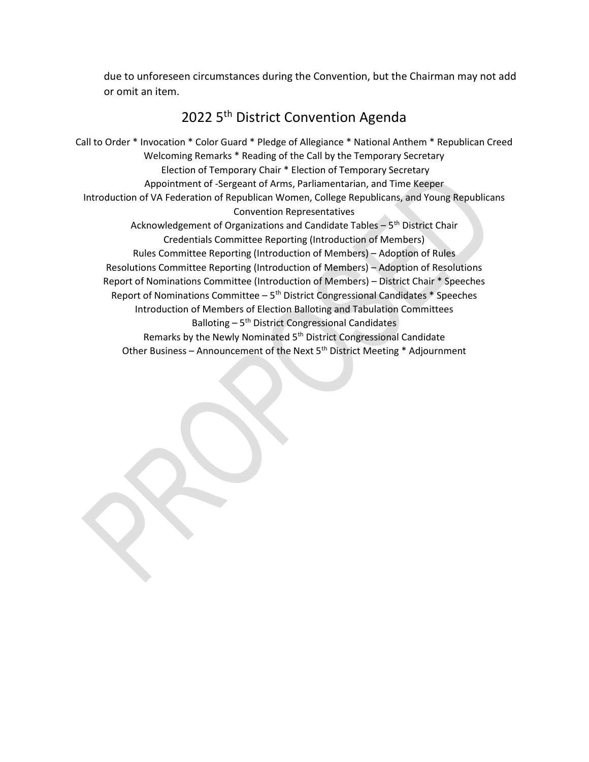due to unforeseen circumstances during the Convention, but the Chairman may not add or omit an item.

## 2022 5th District Convention Agenda

Call to Order * Invocation * Color Guard * Pledge of Allegiance * National Anthem * Republican Creed
Welcoming Remarks * Reading of the Call by the Temporary Secretary
Election of Temporary Chair * Election of Temporary Secretary
Appointment of -Sergeant of Arms, Parliamentarian, and Time Keeper
Introduction of VA Federation of Republican Women, College Republicans, and Young Republicans Convention Representatives
Acknowledgement of Organizations and Candidate Tables – 5th District Chair
Credentials Committee Reporting (Introduction of Members)
Rules Committee Reporting (Introduction of Members) – Adoption of Rules
Resolutions Committee Reporting (Introduction of Members) – Adoption of Resolutions
Report of Nominations Committee (Introduction of Members) – District Chair * Speeches
Report of Nominations Committee – 5th District Congressional Candidates * Speeches
Introduction of Members of Election Balloting and Tabulation Committees
Balloting – 5th District Congressional Candidates
Remarks by the Newly Nominated 5th District Congressional Candidate
Other Business – Announcement of the Next 5th District Meeting * Adjournment

PROPOSED